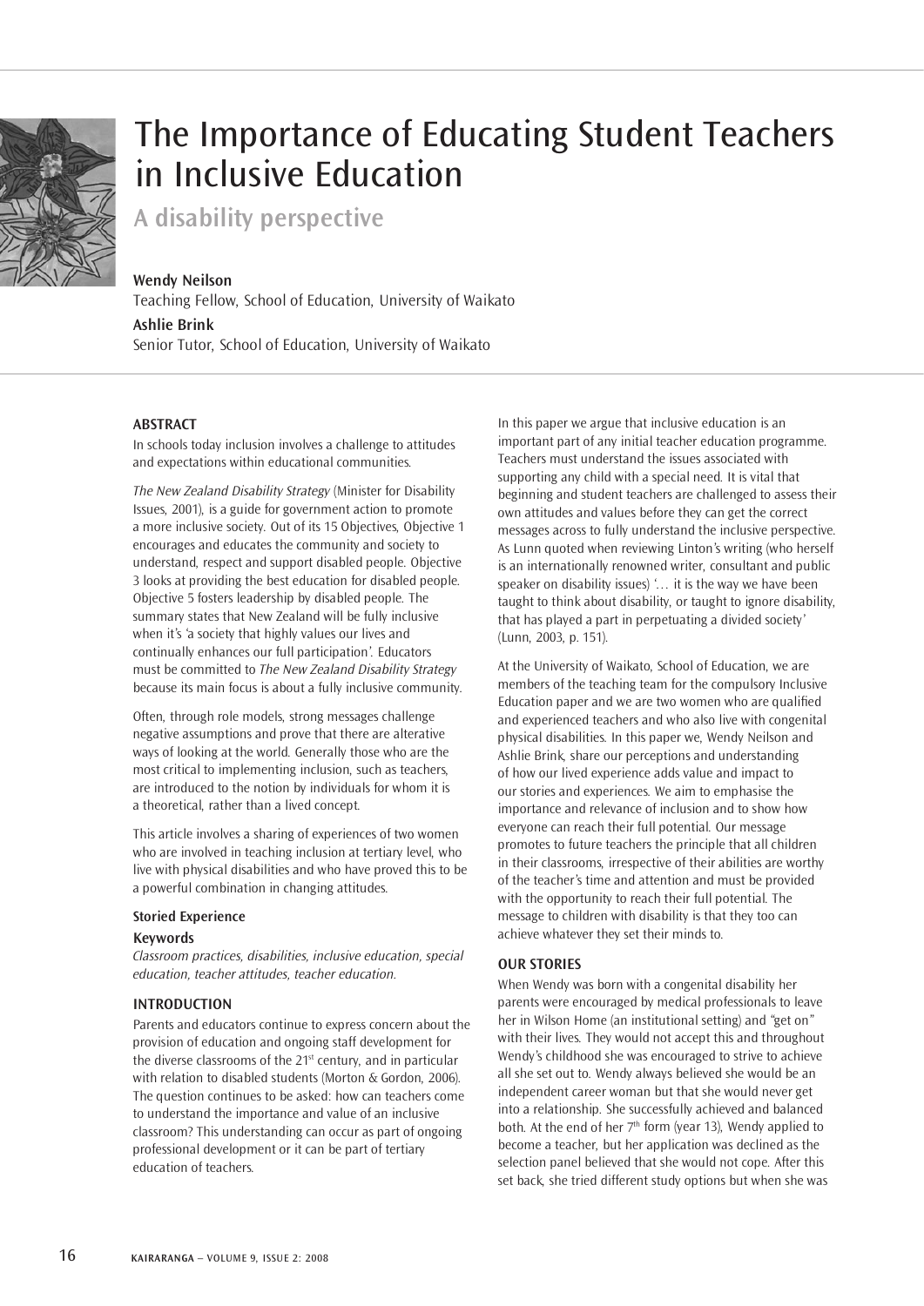# The Importance of Educating Student Teachers in Inclusive Education

## A disability perspective

**Wendy Neilson**
Teaching Fellow, School of Education, University of Waikato

**Ashlie Brink**
Senior Tutor, School of Education, University of Waikato

### ABSTRACT

In schools today inclusion involves a challenge to attitudes and expectations within educational communities.

*The New Zealand Disability Strategy* (Minister for Disability Issues, 2001), is a guide for government action to promote a more inclusive society. Out of its 15 Objectives, Objective 1 encourages and educates the community and society to understand, respect and support disabled people. Objective 3 looks at providing the best education for disabled people. Objective 5 fosters leadership by disabled people. The summary states that New Zealand will be fully inclusive when it's 'a society that highly values our lives and continually enhances our full participation'. Educators must be committed to *The New Zealand Disability Strategy* because its main focus is about a fully inclusive community.

Often, through role models, strong messages challenge negative assumptions and prove that there are alterative ways of looking at the world. Generally those who are the most critical to implementing inclusion, such as teachers, are introduced to the notion by individuals for whom it is a theoretical, rather than a lived concept.

This article involves a sharing of experiences of two women who are involved in teaching inclusion at tertiary level, who live with physical disabilities and who have proved this to be a powerful combination in changing attitudes.

**Storied Experience**

**Keywords**

*Classroom practices, disabilities, inclusive education, special education, teacher attitudes, teacher education.*

### INTRODUCTION

Parents and educators continue to express concern about the provision of education and ongoing staff development for the diverse classrooms of the 21st century, and in particular with relation to disabled students (Morton & Gordon, 2006). The question continues to be asked: how can teachers come to understand the importance and value of an inclusive classroom? This understanding can occur as part of ongoing professional development or it can be part of tertiary education of teachers.

In this paper we argue that inclusive education is an important part of any initial teacher education programme. Teachers must understand the issues associated with supporting any child with a special need. It is vital that beginning and student teachers are challenged to assess their own attitudes and values before they can get the correct messages across to fully understand the inclusive perspective. As Lunn quoted when reviewing Linton's writing (who herself is an internationally renowned writer, consultant and public speaker on disability issues) '… it is the way we have been taught to think about disability, or taught to ignore disability, that has played a part in perpetuating a divided society' (Lunn, 2003, p. 151).

At the University of Waikato, School of Education, we are members of the teaching team for the compulsory Inclusive Education paper and we are two women who are qualified and experienced teachers and who also live with congenital physical disabilities. In this paper we, Wendy Neilson and Ashlie Brink, share our perceptions and understanding of how our lived experience adds value and impact to our stories and experiences. We aim to emphasise the importance and relevance of inclusion and to show how everyone can reach their full potential. Our message promotes to future teachers the principle that all children in their classrooms, irrespective of their abilities are worthy of the teacher's time and attention and must be provided with the opportunity to reach their full potential. The message to children with disability is that they too can achieve whatever they set their minds to.

### OUR STORIES

When Wendy was born with a congenital disability her parents were encouraged by medical professionals to leave her in Wilson Home (an institutional setting) and "get on" with their lives. They would not accept this and throughout Wendy's childhood she was encouraged to strive to achieve all she set out to. Wendy always believed she would be an independent career woman but that she would never get into a relationship. She successfully achieved and balanced both. At the end of her 7th form (year 13), Wendy applied to become a teacher, but her application was declined as the selection panel believed that she would not cope. After this set back, she tried different study options but when she was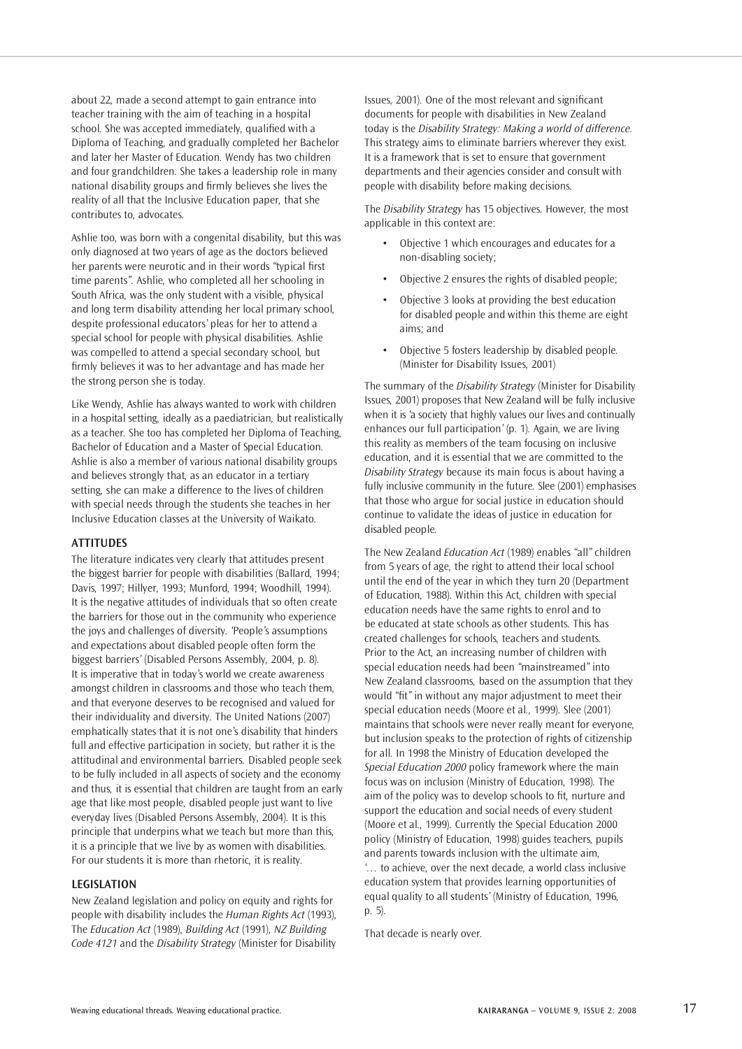about 22, made a second attempt to gain entrance into teacher training with the aim of teaching in a hospital school. She was accepted immediately, qualified with a Diploma of Teaching, and gradually completed her Bachelor and later her Master of Education. Wendy has two children and four grandchildren. She takes a leadership role in many national disability groups and firmly believes she lives the reality of all that the Inclusive Education paper, that she contributes to, advocates.

Ashlie too, was born with a congenital disability, but this was only diagnosed at two years of age as the doctors believed her parents were neurotic and in their words "typical first time parents". Ashlie, who completed all her schooling in South Africa, was the only student with a visible, physical and long term disability attending her local primary school, despite professional educators' pleas for her to attend a special school for people with physical disabilities. Ashlie was compelled to attend a special secondary school, but firmly believes it was to her advantage and has made her the strong person she is today.

Like Wendy, Ashlie has always wanted to work with children in a hospital setting, ideally as a paediatrician, but realistically as a teacher. She too has completed her Diploma of Teaching, Bachelor of Education and a Master of Special Education. Ashlie is also a member of various national disability groups and believes strongly that, as an educator in a tertiary setting, she can make a difference to the lives of children with special needs through the students she teaches in her Inclusive Education classes at the University of Waikato.

## ATTITUDES

The literature indicates very clearly that attitudes present the biggest barrier for people with disabilities (Ballard, 1994; Davis, 1997; Hillyer, 1993; Munford, 1994; Woodhill, 1994). It is the negative attitudes of individuals that so often create the barriers for those out in the community who experience the joys and challenges of diversity. 'People's assumptions and expectations about disabled people often form the biggest barriers' (Disabled Persons Assembly, 2004, p. 8). It is imperative that in today's world we create awareness amongst children in classrooms and those who teach them, and that everyone deserves to be recognised and valued for their individuality and diversity. The United Nations (2007) emphatically states that it is not one's disability that hinders full and effective participation in society, but rather it is the attitudinal and environmental barriers. Disabled people seek to be fully included in all aspects of society and the economy and thus, it is essential that children are taught from an early age that like most people, disabled people just want to live everyday lives (Disabled Persons Assembly, 2004). It is this principle that underpins what we teach but more than this, it is a principle that we live by as women with disabilities. For our students it is more than rhetoric, it is reality.

## LEGISLATION

New Zealand legislation and policy on equity and rights for people with disability includes the *Human Rights Act* (1993), The *Education Act* (1989), *Building Act* (1991), *NZ Building Code 4121* and the *Disability Strategy* (Minister for Disability Issues, 2001). One of the most relevant and significant documents for people with disabilities in New Zealand today is the *Disability Strategy: Making a world of difference*. This strategy aims to eliminate barriers wherever they exist. It is a framework that is set to ensure that government departments and their agencies consider and consult with people with disability before making decisions.

The *Disability Strategy* has 15 objectives. However, the most applicable in this context are:

- Objective 1 which encourages and educates for a non-disabling society;
- Objective 2 ensures the rights of disabled people;
- Objective 3 looks at providing the best education for disabled people and within this theme are eight aims; and
- Objective 5 fosters leadership by disabled people. (Minister for Disability Issues, 2001)

The summary of the *Disability Strategy* (Minister for Disability Issues, 2001) proposes that New Zealand will be fully inclusive when it is 'a society that highly values our lives and continually enhances our full participation' (p. 1). Again, we are living this reality as members of the team focusing on inclusive education, and it is essential that we are committed to the *Disability Strategy* because its main focus is about having a fully inclusive community in the future. Slee (2001) emphasises that those who argue for social justice in education should continue to validate the ideas of justice in education for disabled people.

The New Zealand *Education Act* (1989) enables "all" children from 5 years of age, the right to attend their local school until the end of the year in which they turn 20 (Department of Education, 1988). Within this Act, children with special education needs have the same rights to enrol and to be educated at state schools as other students. This has created challenges for schools, teachers and students. Prior to the Act, an increasing number of children with special education needs had been "mainstreamed" into New Zealand classrooms, based on the assumption that they would "fit" in without any major adjustment to meet their special education needs (Moore et al., 1999). Slee (2001) maintains that schools were never really meant for everyone, but inclusion speaks to the protection of rights of citizenship for all. In 1998 the Ministry of Education developed the *Special Education 2000* policy framework where the main focus was on inclusion (Ministry of Education, 1998). The aim of the policy was to develop schools to fit, nurture and support the education and social needs of every student (Moore et al., 1999). Currently the Special Education 2000 policy (Ministry of Education, 1998) guides teachers, pupils and parents towards inclusion with the ultimate aim, '… to achieve, over the next decade, a world class inclusive education system that provides learning opportunities of equal quality to all students' (Ministry of Education, 1996, p. 5).

That decade is nearly over.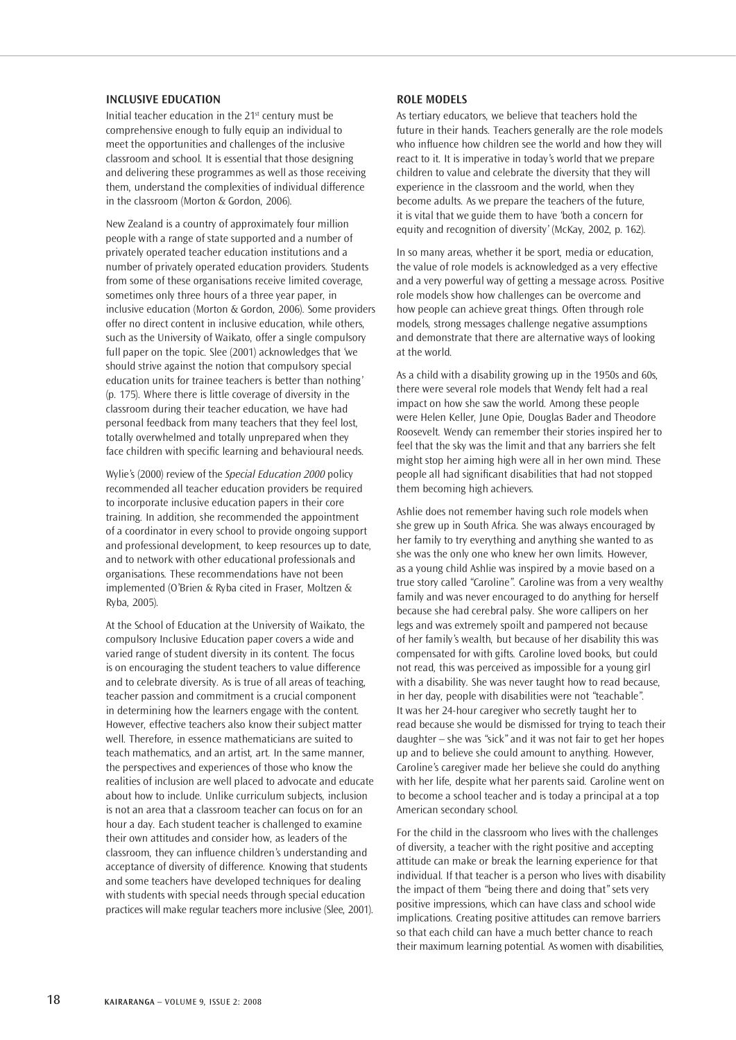## INCLUSIVE EDUCATION

Initial teacher education in the 21st century must be comprehensive enough to fully equip an individual to meet the opportunities and challenges of the inclusive classroom and school. It is essential that those designing and delivering these programmes as well as those receiving them, understand the complexities of individual difference in the classroom (Morton & Gordon, 2006).

New Zealand is a country of approximately four million people with a range of state supported and a number of privately operated teacher education institutions and a number of privately operated education providers. Students from some of these organisations receive limited coverage, sometimes only three hours of a three year paper, in inclusive education (Morton & Gordon, 2006). Some providers offer no direct content in inclusive education, while others, such as the University of Waikato, offer a single compulsory full paper on the topic. Slee (2001) acknowledges that 'we should strive against the notion that compulsory special education units for trainee teachers is better than nothing' (p. 175). Where there is little coverage of diversity in the classroom during their teacher education, we have had personal feedback from many teachers that they feel lost, totally overwhelmed and totally unprepared when they face children with specific learning and behavioural needs.

Wylie's (2000) review of the *Special Education 2000* policy recommended all teacher education providers be required to incorporate inclusive education papers in their core training. In addition, she recommended the appointment of a coordinator in every school to provide ongoing support and professional development, to keep resources up to date, and to network with other educational professionals and organisations. These recommendations have not been implemented (O'Brien & Ryba cited in Fraser, Moltzen & Ryba, 2005).

At the School of Education at the University of Waikato, the compulsory Inclusive Education paper covers a wide and varied range of student diversity in its content. The focus is on encouraging the student teachers to value difference and to celebrate diversity. As is true of all areas of teaching, teacher passion and commitment is a crucial component in determining how the learners engage with the content. However, effective teachers also know their subject matter well. Therefore, in essence mathematicians are suited to teach mathematics, and an artist, art. In the same manner, the perspectives and experiences of those who know the realities of inclusion are well placed to advocate and educate about how to include. Unlike curriculum subjects, inclusion is not an area that a classroom teacher can focus on for an hour a day. Each student teacher is challenged to examine their own attitudes and consider how, as leaders of the classroom, they can influence children's understanding and acceptance of diversity of difference. Knowing that students and some teachers have developed techniques for dealing with students with special needs through special education practices will make regular teachers more inclusive (Slee, 2001).

## ROLE MODELS

As tertiary educators, we believe that teachers hold the future in their hands. Teachers generally are the role models who influence how children see the world and how they will react to it. It is imperative in today's world that we prepare children to value and celebrate the diversity that they will experience in the classroom and the world, when they become adults. As we prepare the teachers of the future, it is vital that we guide them to have 'both a concern for equity and recognition of diversity' (McKay, 2002, p. 162).

In so many areas, whether it be sport, media or education, the value of role models is acknowledged as a very effective and a very powerful way of getting a message across. Positive role models show how challenges can be overcome and how people can achieve great things. Often through role models, strong messages challenge negative assumptions and demonstrate that there are alternative ways of looking at the world.

As a child with a disability growing up in the 1950s and 60s, there were several role models that Wendy felt had a real impact on how she saw the world. Among these people were Helen Keller, June Opie, Douglas Bader and Theodore Roosevelt. Wendy can remember their stories inspired her to feel that the sky was the limit and that any barriers she felt might stop her aiming high were all in her own mind. These people all had significant disabilities that had not stopped them becoming high achievers.

Ashlie does not remember having such role models when she grew up in South Africa. She was always encouraged by her family to try everything and anything she wanted to as she was the only one who knew her own limits. However, as a young child Ashlie was inspired by a movie based on a true story called "Caroline". Caroline was from a very wealthy family and was never encouraged to do anything for herself because she had cerebral palsy. She wore callipers on her legs and was extremely spoilt and pampered not because of her family's wealth, but because of her disability this was compensated for with gifts. Caroline loved books, but could not read, this was perceived as impossible for a young girl with a disability. She was never taught how to read because, in her day, people with disabilities were not "teachable". It was her 24-hour caregiver who secretly taught her to read because she would be dismissed for trying to teach their daughter – she was "sick" and it was not fair to get her hopes up and to believe she could amount to anything. However, Caroline's caregiver made her believe she could do anything with her life, despite what her parents said. Caroline went on to become a school teacher and is today a principal at a top American secondary school.

For the child in the classroom who lives with the challenges of diversity, a teacher with the right positive and accepting attitude can make or break the learning experience for that individual. If that teacher is a person who lives with disability the impact of them "being there and doing that" sets very positive impressions, which can have class and school wide implications. Creating positive attitudes can remove barriers so that each child can have a much better chance to reach their maximum learning potential. As women with disabilities,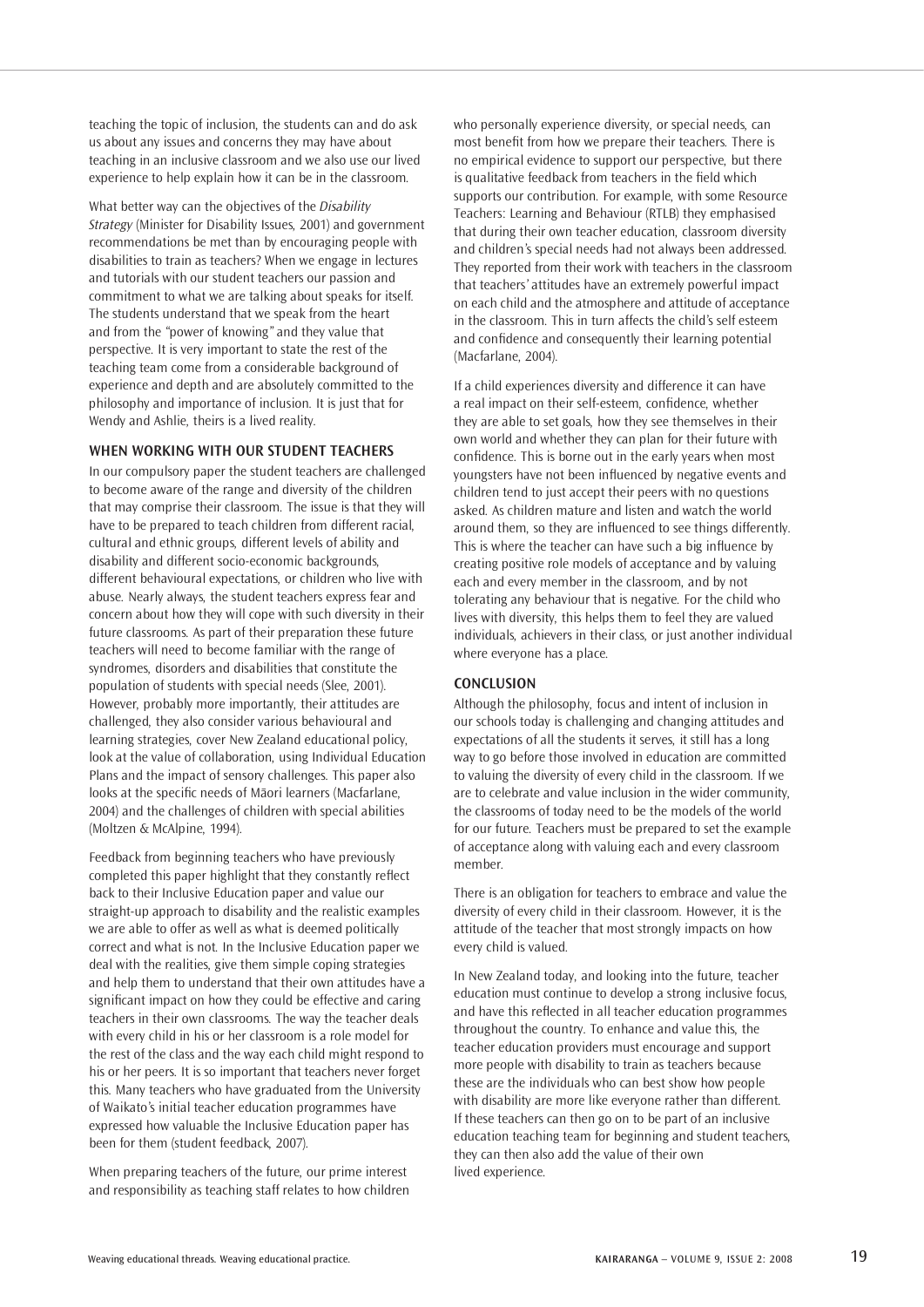teaching the topic of inclusion, the students can and do ask us about any issues and concerns they may have about teaching in an inclusive classroom and we also use our lived experience to help explain how it can be in the classroom.

What better way can the objectives of the *Disability Strategy* (Minister for Disability Issues, 2001) and government recommendations be met than by encouraging people with disabilities to train as teachers? When we engage in lectures and tutorials with our student teachers our passion and commitment to what we are talking about speaks for itself. The students understand that we speak from the heart and from the "power of knowing" and they value that perspective. It is very important to state the rest of the teaching team come from a considerable background of experience and depth and are absolutely committed to the philosophy and importance of inclusion. It is just that for Wendy and Ashlie, theirs is a lived reality.

## WHEN WORKING WITH OUR STUDENT TEACHERS

In our compulsory paper the student teachers are challenged to become aware of the range and diversity of the children that may comprise their classroom. The issue is that they will have to be prepared to teach children from different racial, cultural and ethnic groups, different levels of ability and disability and different socio-economic backgrounds, different behavioural expectations, or children who live with abuse. Nearly always, the student teachers express fear and concern about how they will cope with such diversity in their future classrooms. As part of their preparation these future teachers will need to become familiar with the range of syndromes, disorders and disabilities that constitute the population of students with special needs (Slee, 2001). However, probably more importantly, their attitudes are challenged, they also consider various behavioural and learning strategies, cover New Zealand educational policy, look at the value of collaboration, using Individual Education Plans and the impact of sensory challenges. This paper also looks at the specific needs of Māori learners (Macfarlane, 2004) and the challenges of children with special abilities (Moltzen & McAlpine, 1994).

Feedback from beginning teachers who have previously completed this paper highlight that they constantly reflect back to their Inclusive Education paper and value our straight-up approach to disability and the realistic examples we are able to offer as well as what is deemed politically correct and what is not. In the Inclusive Education paper we deal with the realities, give them simple coping strategies and help them to understand that their own attitudes have a significant impact on how they could be effective and caring teachers in their own classrooms. The way the teacher deals with every child in his or her classroom is a role model for the rest of the class and the way each child might respond to his or her peers. It is so important that teachers never forget this. Many teachers who have graduated from the University of Waikato's initial teacher education programmes have expressed how valuable the Inclusive Education paper has been for them (student feedback, 2007).

When preparing teachers of the future, our prime interest and responsibility as teaching staff relates to how children who personally experience diversity, or special needs, can most benefit from how we prepare their teachers. There is no empirical evidence to support our perspective, but there is qualitative feedback from teachers in the field which supports our contribution. For example, with some Resource Teachers: Learning and Behaviour (RTLB) they emphasised that during their own teacher education, classroom diversity and children's special needs had not always been addressed. They reported from their work with teachers in the classroom that teachers' attitudes have an extremely powerful impact on each child and the atmosphere and attitude of acceptance in the classroom. This in turn affects the child's self esteem and confidence and consequently their learning potential (Macfarlane, 2004).

If a child experiences diversity and difference it can have a real impact on their self-esteem, confidence, whether they are able to set goals, how they see themselves in their own world and whether they can plan for their future with confidence. This is borne out in the early years when most youngsters have not been influenced by negative events and children tend to just accept their peers with no questions asked. As children mature and listen and watch the world around them, so they are influenced to see things differently. This is where the teacher can have such a big influence by creating positive role models of acceptance and by valuing each and every member in the classroom, and by not tolerating any behaviour that is negative. For the child who lives with diversity, this helps them to feel they are valued individuals, achievers in their class, or just another individual where everyone has a place.

## CONCLUSION

Although the philosophy, focus and intent of inclusion in our schools today is challenging and changing attitudes and expectations of all the students it serves, it still has a long way to go before those involved in education are committed to valuing the diversity of every child in the classroom. If we are to celebrate and value inclusion in the wider community, the classrooms of today need to be the models of the world for our future. Teachers must be prepared to set the example of acceptance along with valuing each and every classroom member.

There is an obligation for teachers to embrace and value the diversity of every child in their classroom. However, it is the attitude of the teacher that most strongly impacts on how every child is valued.

In New Zealand today, and looking into the future, teacher education must continue to develop a strong inclusive focus, and have this reflected in all teacher education programmes throughout the country. To enhance and value this, the teacher education providers must encourage and support more people with disability to train as teachers because these are the individuals who can best show how people with disability are more like everyone rather than different. If these teachers can then go on to be part of an inclusive education teaching team for beginning and student teachers, they can then also add the value of their own lived experience.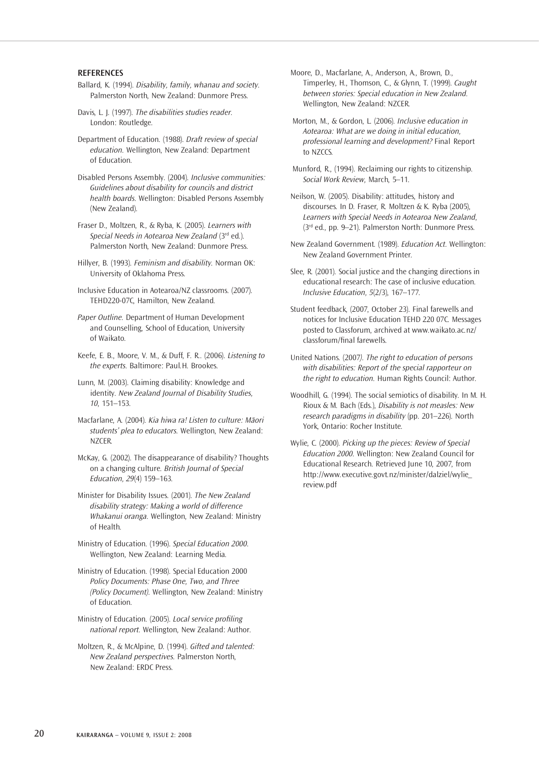## REFERENCES

Ballard, K. (1994). *Disability, family, whanau and society.* Palmerston North, New Zealand: Dunmore Press.

Davis, L. J. (1997). *The disabilities studies reader.* London: Routledge.

Department of Education. (1988). *Draft review of special education.* Wellington, New Zealand: Department of Education.

Disabled Persons Assembly. (2004). *Inclusive communities: Guidelines about disability for councils and district health boards.* Wellington: Disabled Persons Assembly (New Zealand).

Fraser D., Moltzen, R., & Ryba, K. (2005). *Learners with Special Needs in Aotearoa New Zealand* (3rd ed.). Palmerston North, New Zealand: Dunmore Press.

Hillyer, B. (1993). *Feminism and disability.* Norman OK: University of Oklahoma Press.

Inclusive Education in Aotearoa/NZ classrooms. (2007). TEHD220-07C, Hamilton, New Zealand.

*Paper Outline.* Department of Human Development and Counselling, School of Education, University of Waikato.

Keefe, E. B., Moore, V. M., & Duff, F. R.. (2006). *Listening to the experts.* Baltimore: Paul.H. Brookes.

Lunn, M. (2003). Claiming disability: Knowledge and identity. *New Zealand Journal of Disability Studies, 10*, 151–153.

Macfarlane, A. (2004). *Kia hiwa ra! Listen to culture: Māori students' plea to educators.* Wellington, New Zealand: NZCER.

McKay, G. (2002). The disappearance of disability? Thoughts on a changing culture. *British Journal of Special Education, 29*(4) 159–163.

Minister for Disability Issues. (2001). *The New Zealand disability strategy: Making a world of difference Whakanui oranga.* Wellington, New Zealand: Ministry of Health.

Ministry of Education. (1996). *Special Education 2000.* Wellington, New Zealand: Learning Media.

Ministry of Education. (1998). Special Education 2000 *Policy Documents: Phase One, Two, and Three (Policy Document).* Wellington, New Zealand: Ministry of Education.

Ministry of Education. (2005). *Local service profiling national report.* Wellington, New Zealand: Author.

Moltzen, R., & McAlpine, D. (1994). *Gifted and talented: New Zealand perspectives.* Palmerston North, New Zealand: ERDC Press.

Moore, D., Macfarlane, A., Anderson, A., Brown, D., Timperley, H., Thomson, C., & Glynn, T. (1999). *Caught between stories: Special education in New Zealand.* Wellington, New Zealand: NZCER.

Morton, M., & Gordon, L. (2006). *Inclusive education in Aotearoa: What are we doing in initial education, professional learning and development?* Final Report to NZCCS.

Munford, R., (1994). Reclaiming our rights to citizenship. *Social Work Review,* March, 5–11.

Neilson, W. (2005). Disability: attitudes, history and discourses. In D. Fraser, R. Moltzen & K. Ryba (2005), *Learners with Special Needs in Aotearoa New Zealand*, (3rd ed., pp. 9–21). Palmerston North: Dunmore Press.

New Zealand Government. (1989). *Education Act.* Wellington: New Zealand Government Printer.

Slee, R. (2001). Social justice and the changing directions in educational research: The case of inclusive education. *Inclusive Education, 5*(2/3), 167–177.

Student feedback, (2007, October 23). Final farewells and notices for Inclusive Education TEHD 220 07C. Messages posted to Classforum, archived at www.waikato.ac.nz/classforum/final farewells.

United Nations. (2007). *The right to education of persons with disabilities: Report of the special rapporteur on the right to education.* Human Rights Council: Author.

Woodhill, G. (1994). The social semiotics of disability. In M. H. Rioux & M. Bach (Eds.), *Disability is not measles: New research paradigms in disability* (pp. 201–226). North York, Ontario: Rocher Institute.

Wylie, C. (2000). *Picking up the pieces: Review of Special Education 2000.* Wellington: New Zealand Council for Educational Research. Retrieved June 10, 2007, from http://www.executive.govt.nz/minister/dalziel/wylie_review.pdf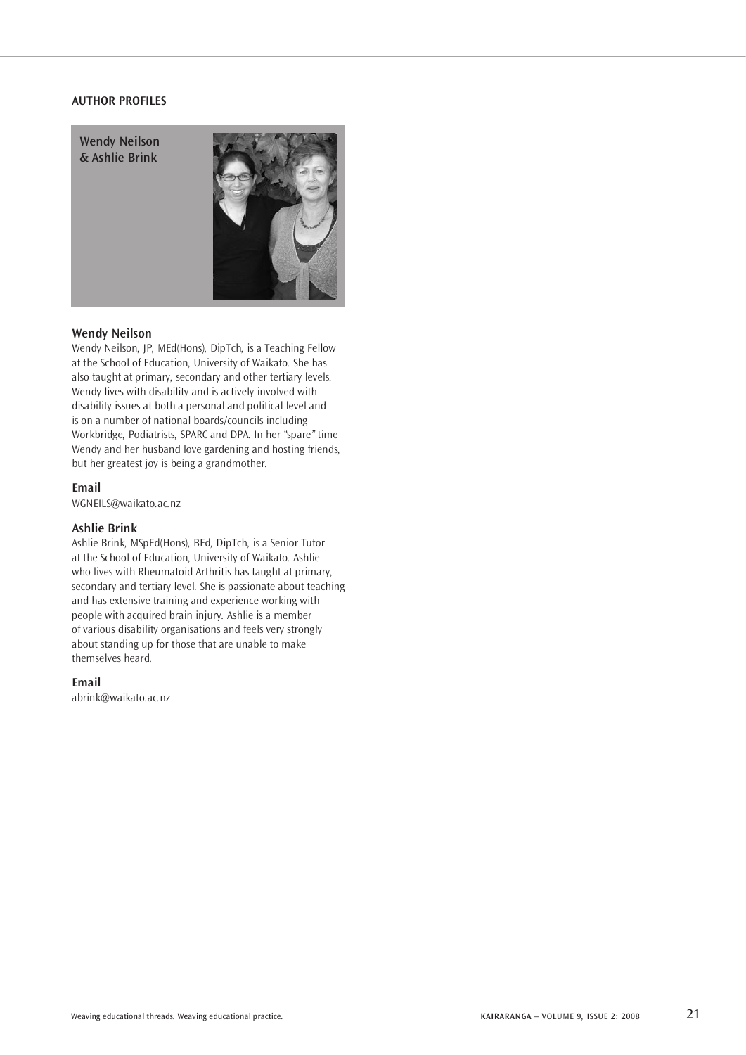## AUTHOR PROFILES

**Wendy Neilson & Ashlie Brink**

### Wendy Neilson

Wendy Neilson, JP, MEd(Hons), DipTch, is a Teaching Fellow at the School of Education, University of Waikato. She has also taught at primary, secondary and other tertiary levels. Wendy lives with disability and is actively involved with disability issues at both a personal and political level and is on a number of national boards/councils including Workbridge, Podiatrists, SPARC and DPA. In her "spare" time Wendy and her husband love gardening and hosting friends, but her greatest joy is being a grandmother.

**Email**

WGNEILS@waikato.ac.nz

### Ashlie Brink

Ashlie Brink, MSpEd(Hons), BEd, DipTch, is a Senior Tutor at the School of Education, University of Waikato. Ashlie who lives with Rheumatoid Arthritis has taught at primary, secondary and tertiary level. She is passionate about teaching and has extensive training and experience working with people with acquired brain injury. Ashlie is a member of various disability organisations and feels very strongly about standing up for those that are unable to make themselves heard.

**Email**

abrink@waikato.ac.nz